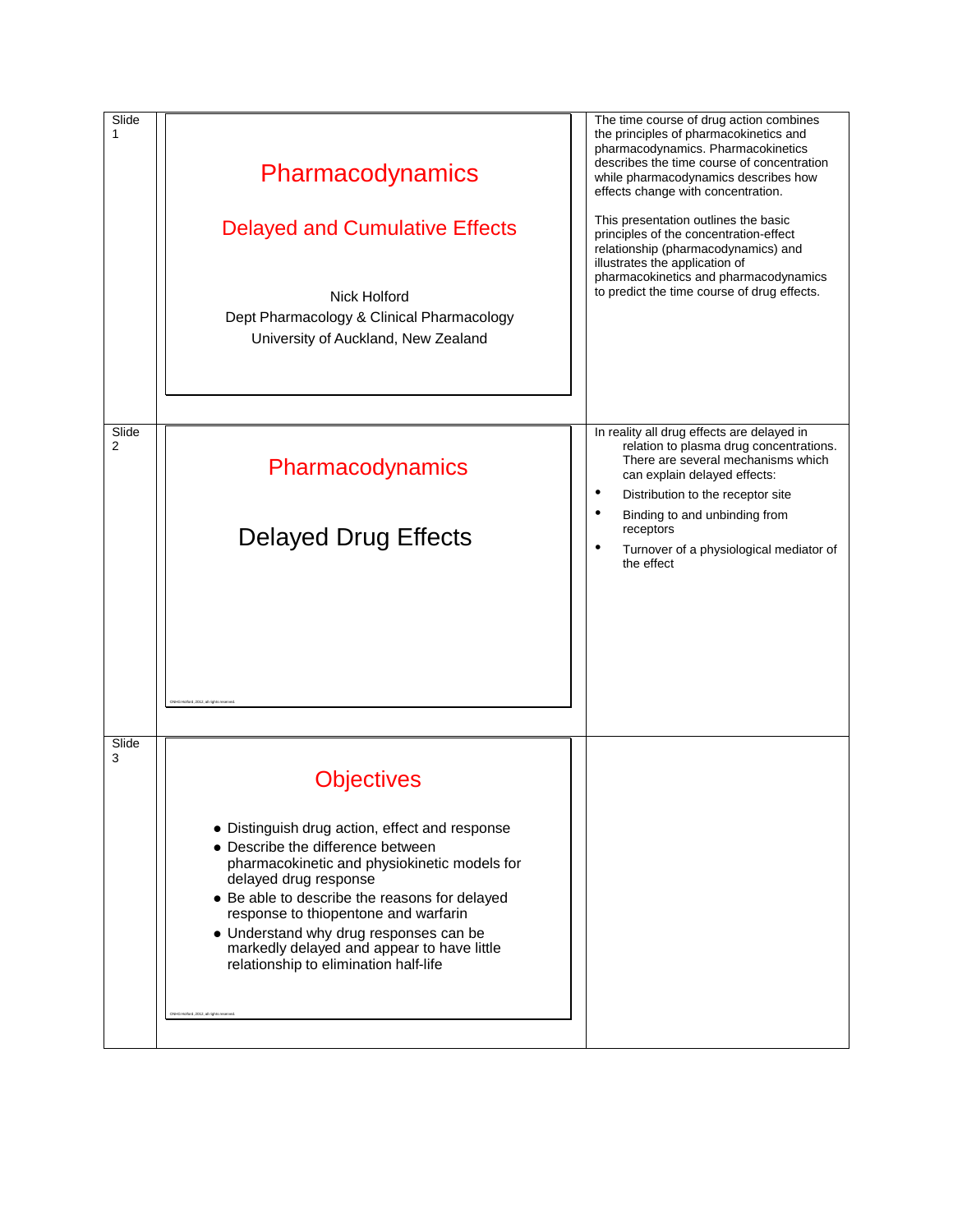Slide 1

# Pharmacodynamics

## Delayed and Cumulative Effects

Nick Holford
Dept Pharmacology & Clinical Pharmacology
University of Auckland, New Zealand

The time course of drug action combines the principles of pharmacokinetics and pharmacodynamics. Pharmacokinetics describes the time course of concentration while pharmacodynamics describes how effects change with concentration.

This presentation outlines the basic principles of the concentration-effect relationship (pharmacodynamics) and illustrates the application of pharmacokinetics and pharmacodynamics to predict the time course of drug effects.

Slide 2

## Pharmacodynamics

## Delayed Drug Effects

©NHG Holford, 2012, all rights reserved.

In reality all drug effects are delayed in relation to plasma drug concentrations. There are several mechanisms which can explain delayed effects:

- Distribution to the receptor site
- Binding to and unbinding from receptors
- Turnover of a physiological mediator of the effect

Slide 3

## Objectives

- Distinguish drug action, effect and response
- Describe the difference between pharmacokinetic and physiokinetic models for delayed drug response
- Be able to describe the reasons for delayed response to thiopentone and warfarin
- Understand why drug responses can be markedly delayed and appear to have little relationship to elimination half-life

©NHG Holford, 2012, all rights reserved.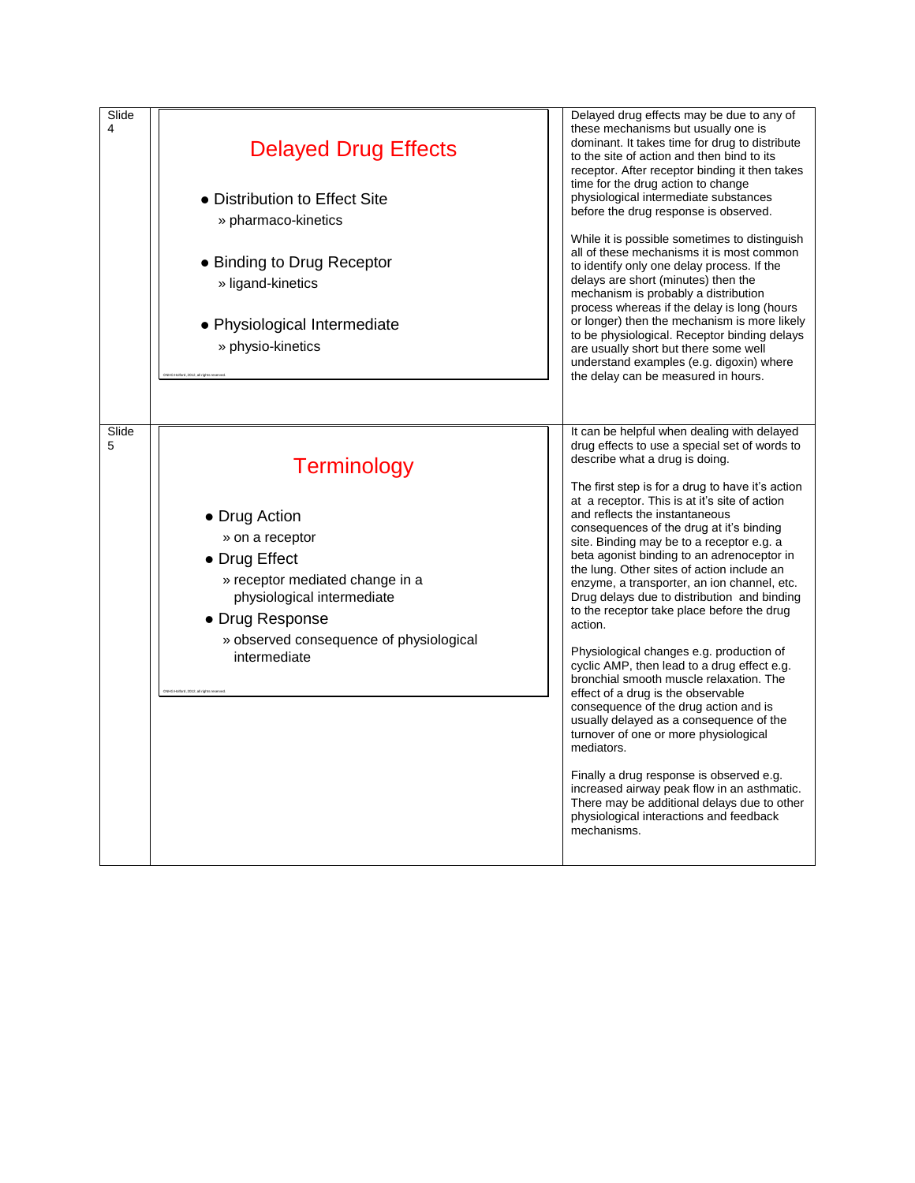Slide 4

## Delayed Drug Effects

- Distribution to Effect Site
  - » pharmaco-kinetics
- Binding to Drug Receptor
  - » ligand-kinetics
- Physiological Intermediate
  - » physio-kinetics

©NHG Holford, 2012, all rights reserved.

Delayed drug effects may be due to any of these mechanisms but usually one is dominant. It takes time for drug to distribute to the site of action and then bind to its receptor. After receptor binding it then takes time for the drug action to change physiological intermediate substances before the drug response is observed.

While it is possible sometimes to distinguish all of these mechanisms it is most common to identify only one delay process. If the delays are short (minutes) then the mechanism is probably a distribution process whereas if the delay is long (hours or longer) then the mechanism is more likely to be physiological. Receptor binding delays are usually short but there some well understand examples (e.g. digoxin) where the delay can be measured in hours.

Slide 5

## Terminology

- Drug Action
  - » on a receptor
- Drug Effect
  - » receptor mediated change in a physiological intermediate
- Drug Response
  - » observed consequence of physiological intermediate

©NHG Holford, 2012, all rights reserved.

It can be helpful when dealing with delayed drug effects to use a special set of words to describe what a drug is doing.

The first step is for a drug to have it's action at a receptor. This is at it's site of action and reflects the instantaneous consequences of the drug at it's binding site. Binding may be to a receptor e.g. a beta agonist binding to an adrenoceptor in the lung. Other sites of action include an enzyme, a transporter, an ion channel, etc. Drug delays due to distribution and binding to the receptor take place before the drug action.

Physiological changes e.g. production of cyclic AMP, then lead to a drug effect e.g. bronchial smooth muscle relaxation. The effect of a drug is the observable consequence of the drug action and is usually delayed as a consequence of the turnover of one or more physiological mediators.

Finally a drug response is observed e.g. increased airway peak flow in an asthmatic. There may be additional delays due to other physiological interactions and feedback mechanisms.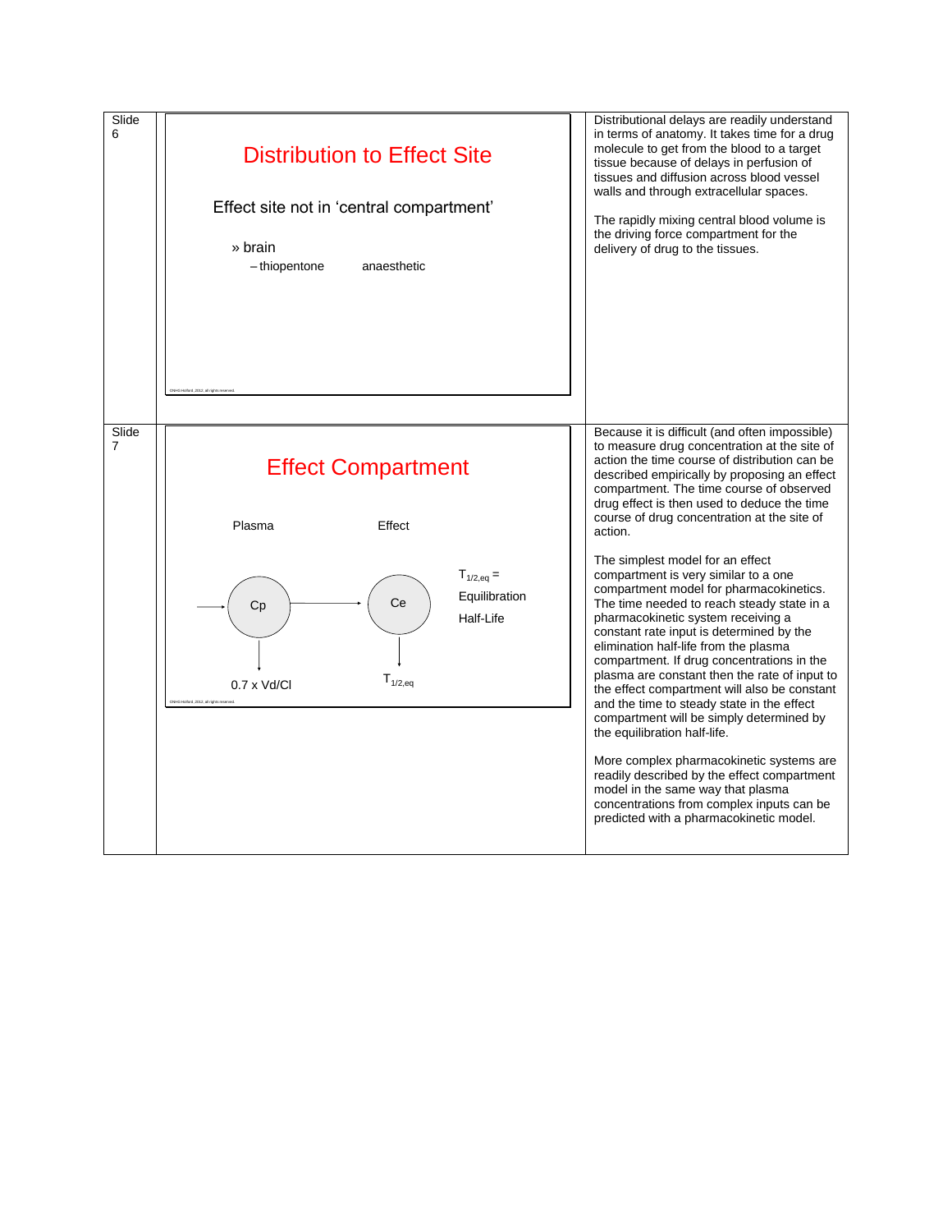| | | |
|---|---|---|
| Slide 6 | **Distribution to Effect Site**<br><br>Effect site not in 'central compartment'<br><br>» brain<br>– thiopentone anaesthetic | Distributional delays are readily understand in terms of anatomy. It takes time for a drug molecule to get from the blood to a target tissue because of delays in perfusion of tissues and diffusion across blood vessel walls and through extracellular spaces.<br><br>The rapidly mixing central blood volume is the driving force compartment for the delivery of drug to the tissues. |
| Slide 7 | **Effect Compartment**<br><br>Plasma → Cp → Ce (Effect)<br><br>Cp elimination: 0.7 x Vd/Cl<br><br>Ce elimination: $T_{1/2,eq}$<br><br>$T_{1/2,eq}$ = Equilibration Half-Life | Because it is difficult (and often impossible) to measure drug concentration at the site of action the time course of distribution can be described empirically by proposing an effect compartment. The time course of observed drug effect is then used to deduce the time course of drug concentration at the site of action.<br><br>The simplest model for an effect compartment is very similar to a one compartment model for pharmacokinetics. The time needed to reach steady state in a pharmacokinetic system receiving a constant rate input is determined by the elimination half-life from the plasma compartment. If drug concentrations in the plasma are constant then the rate of input to the effect compartment will also be constant and the time to steady state in the effect compartment will be simply determined by the equilibration half-life.<br><br>More complex pharmacokinetic systems are readily described by the effect compartment model in the same way that plasma concentrations from complex inputs can be predicted with a pharmacokinetic model. |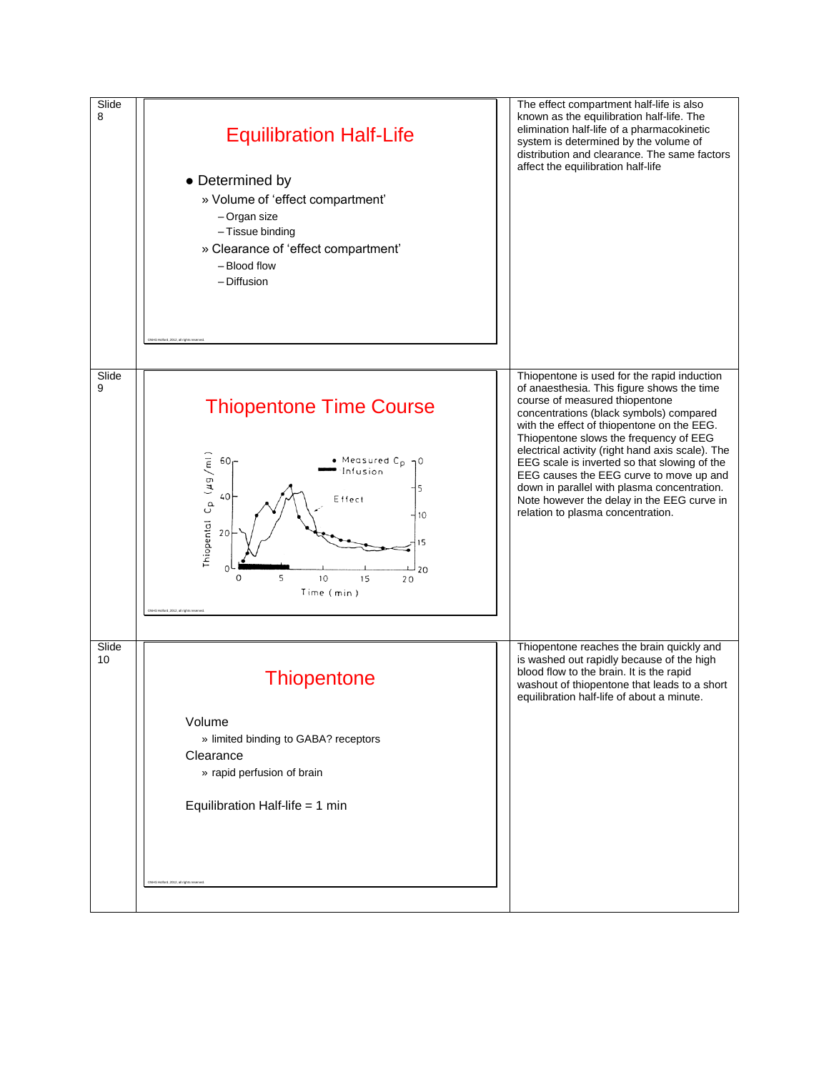Slide 8

# Equilibration Half-Life

- Determined by
  - » Volume of 'effect compartment'
    - – Organ size
    - – Tissue binding
  - » Clearance of 'effect compartment'
    - – Blood flow
    - – Diffusion

The effect compartment half-life is also known as the equilibration half-life. The elimination half-life of a pharmacokinetic system is determined by the volume of distribution and clearance. The same factors affect the equilibration half-life

Slide 9

# Thiopentone Time Course

Thiopentone is used for the rapid induction of anaesthesia. This figure shows the time course of measured thiopentone concentrations (black symbols) compared with the effect of thiopentone on the EEG. Thiopentone slows the frequency of EEG electrical activity (right hand axis scale). The EEG scale is inverted so that slowing of the EEG causes the EEG curve to move up and down in parallel with plasma concentration. Note however the delay in the EEG curve in relation to plasma concentration.

Slide 10

# Thiopentone

Volume

- » limited binding to GABA? receptors

Clearance

- » rapid perfusion of brain

Equilibration Half-life = 1 min

Thiopentone reaches the brain quickly and is washed out rapidly because of the high blood flow to the brain. It is the rapid washout of thiopentone that leads to a short equilibration half-life of about a minute.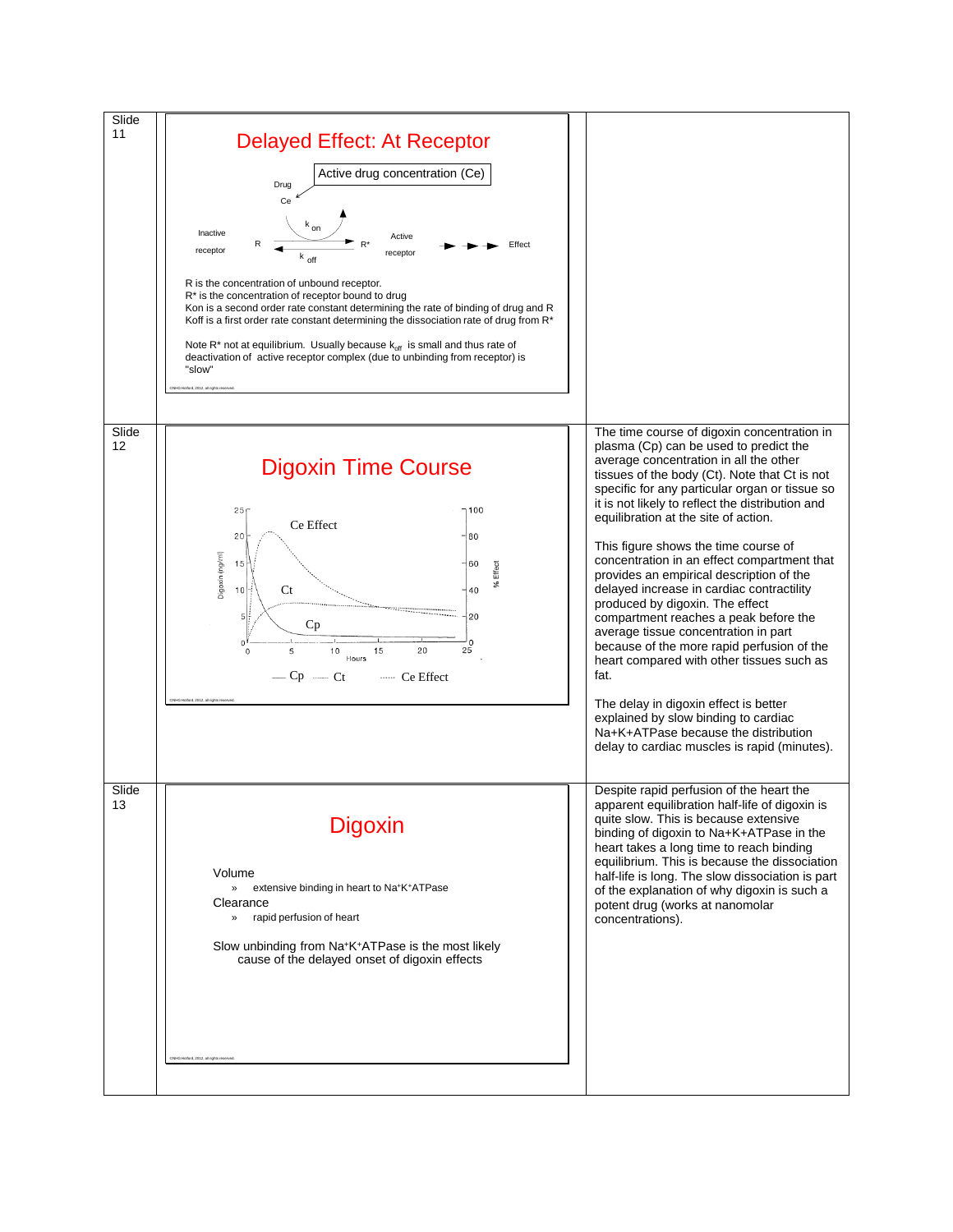## Slide 11

### Delayed Effect: At Receptor

Active drug concentration (Ce)

Drug Ce

Inactive receptor R $\xrightarrow{k_{on}}$ R* Active receptor → → → Effect

$\xleftarrow{k_{off}}$

R is the concentration of unbound receptor.
R* is the concentration of receptor bound to drug
Kon is a second order rate constant determining the rate of binding of drug and R
Koff is a first order rate constant determining the dissociation rate of drug from R*

Note R* not at equilibrium. Usually because $k_{off}$ is small and thus rate of deactivation of active receptor complex (due to unbinding from receptor) is "slow"

## Slide 12

### Digoxin Time Course

Ce Effect

Ct

Cp

Digoxin (ng/ml): 0, 5, 10, 15, 20, 25

% Effect: 0, 20, 40, 60, 80, 100

Hours: 0, 5, 10, 15, 20, 25

— Cp ······ Ct ······ Ce Effect

The time course of digoxin concentration in plasma (Cp) can be used to predict the average concentration in all the other tissues of the body (Ct). Note that Ct is not specific for any particular organ or tissue so it is not likely to reflect the distribution and equilibration at the site of action.

This figure shows the time course of concentration in an effect compartment that provides an empirical description of the delayed increase in cardiac contractility produced by digoxin. The effect compartment reaches a peak before the average tissue concentration in part because of the more rapid perfusion of the heart compared with other tissues such as fat.

The delay in digoxin effect is better explained by slow binding to cardiac Na+K+ATPase because the distribution delay to cardiac muscles is rapid (minutes).

## Slide 13

### Digoxin

Volume
- » extensive binding in heart to $Na^+K^+$ATPase

Clearance
- » rapid perfusion of heart

Slow unbinding from $Na^+K^+$ATPase is the most likely cause of the delayed onset of digoxin effects

Despite rapid perfusion of the heart the apparent equilibration half-life of digoxin is quite slow. This is because extensive binding of digoxin to Na+K+ATPase in the heart takes a long time to reach binding equilibrium. This is because the dissociation half-life is long. The slow dissociation is part of the explanation of why digoxin is such a potent drug (works at nanomolar concentrations).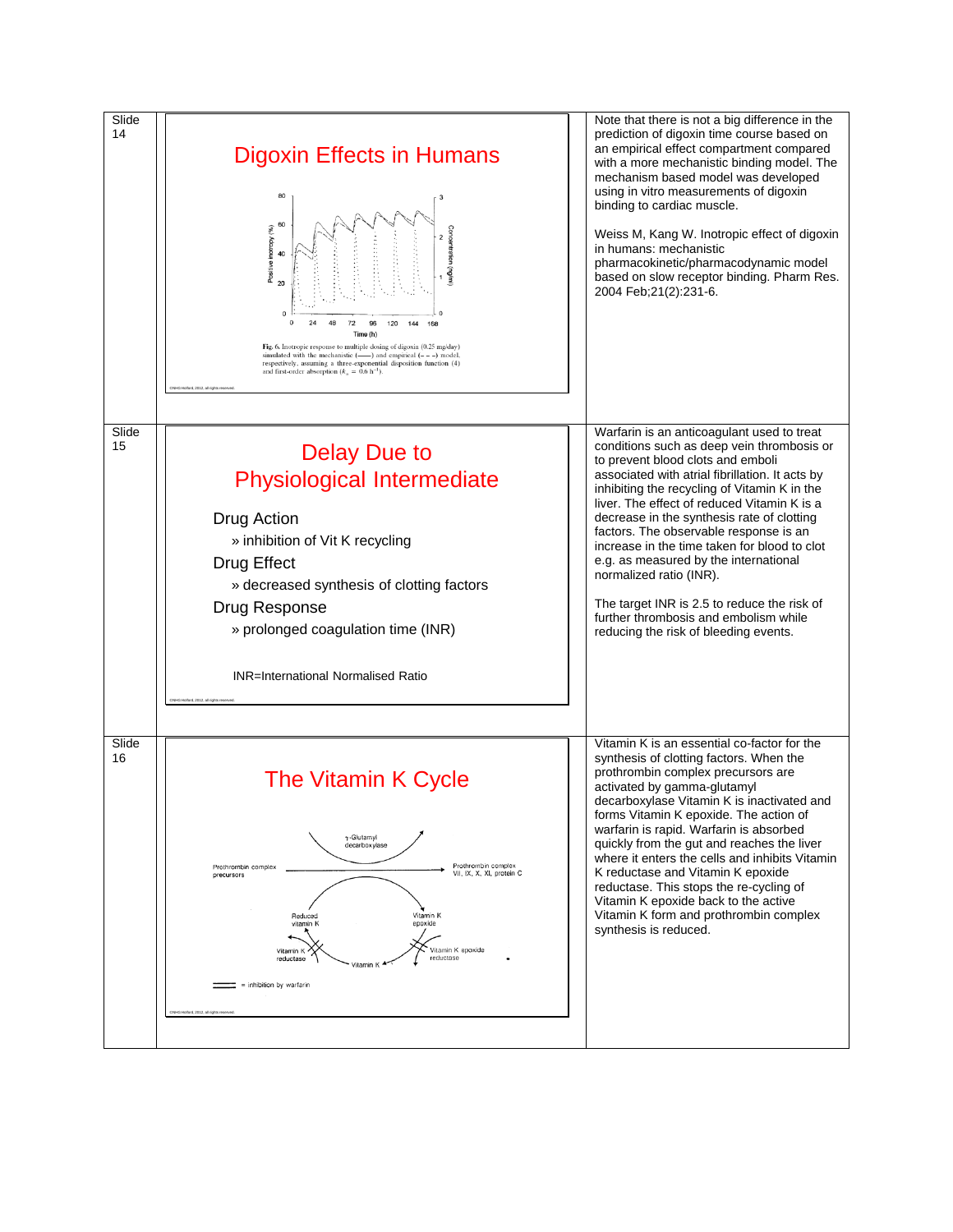Slide 14

## Digoxin Effects in Humans

Fig. 6. Inotropic response to multiple dosing of digoxin (0.25 mg/day) simulated with the mechanistic (——) and empirical (– – –) model, respectively, assuming a three-exponential disposition function (4) and first-order absorption ($k_a$ = 0.6 $h^{-1}$).

Note that there is not a big difference in the prediction of digoxin time course based on an empirical effect compartment compared with a more mechanistic binding model. The mechanism based model was developed using in vitro measurements of digoxin binding to cardiac muscle.

Weiss M, Kang W. Inotropic effect of digoxin in humans: mechanistic pharmacokinetic/pharmacodynamic model based on slow receptor binding. Pharm Res. 2004 Feb;21(2):231-6.

Slide 15

## Delay Due to Physiological Intermediate

- Drug Action
  - » inhibition of Vit K recycling
- Drug Effect
  - » decreased synthesis of clotting factors
- Drug Response
  - » prolonged coagulation time (INR)

INR=International Normalised Ratio

Warfarin is an anticoagulant used to treat conditions such as deep vein thrombosis or to prevent blood clots and emboli associated with atrial fibrillation. It acts by inhibiting the recycling of Vitamin K in the liver. The effect of reduced Vitamin K is a decrease in the synthesis rate of clotting factors. The observable response is an increase in the time taken for blood to clot e.g. as measured by the international normalized ratio (INR).

The target INR is 2.5 to reduce the risk of further thrombosis and embolism while reducing the risk of bleeding events.

Slide 16

## The Vitamin K Cycle

Vitamin K is an essential co-factor for the synthesis of clotting factors. When the prothrombin complex precursors are activated by gamma-glutamyl decarboxylase Vitamin K is inactivated and forms Vitamin K epoxide. The action of warfarin is rapid. Warfarin is absorbed quickly from the gut and reaches the liver where it enters the cells and inhibits Vitamin K reductase and Vitamin K epoxide reductase. This stops the re-cycling of Vitamin K epoxide back to the active Vitamin K form and prothrombin complex synthesis is reduced.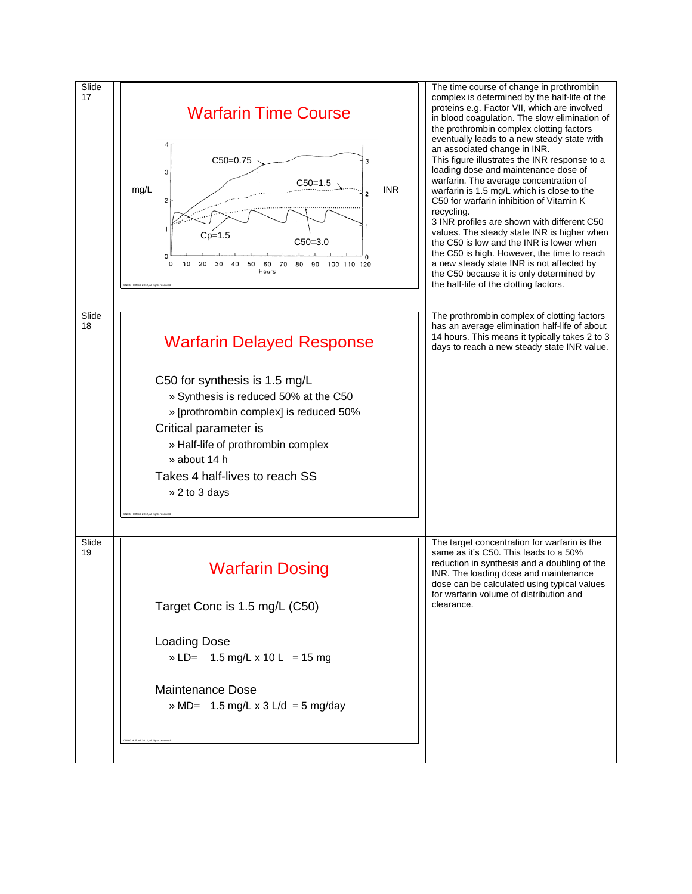Slide 17

## Warfarin Time Course

C50=0.75

C50=1.5

Cp=1.5

C50=3.0

mg/L

INR

Hours

The time course of change in prothrombin complex is determined by the half-life of the proteins e.g. Factor VII, which are involved in blood coagulation. The slow elimination of the prothrombin complex clotting factors eventually leads to a new steady state with an associated change in INR.

This figure illustrates the INR response to a loading dose and maintenance dose of warfarin. The average concentration of warfarin is 1.5 mg/L which is close to the C50 for warfarin inhibition of Vitamin K recycling.

3 INR profiles are shown with different C50 values. The steady state INR is higher when the C50 is low and the INR is lower when the C50 is high. However, the time to reach a new steady state INR is not affected by the C50 because it is only determined by the half-life of the clotting factors.

Slide 18

## Warfarin Delayed Response

C50 for synthesis is 1.5 mg/L

- » Synthesis is reduced 50% at the C50
- » [prothrombin complex] is reduced 50%

Critical parameter is

- » Half-life of prothrombin complex
- » about 14 h

Takes 4 half-lives to reach SS

- » 2 to 3 days

The prothrombin complex of clotting factors has an average elimination half-life of about 14 hours. This means it typically takes 2 to 3 days to reach a new steady state INR value.

Slide 19

## Warfarin Dosing

Target Conc is 1.5 mg/L (C50)

Loading Dose

- » LD= 1.5 mg/L x 10 L = 15 mg

Maintenance Dose

- » MD= 1.5 mg/L x 3 L/d = 5 mg/day

The target concentration for warfarin is the same as it's C50. This leads to a 50% reduction in synthesis and a doubling of the INR. The loading dose and maintenance dose can be calculated using typical values for warfarin volume of distribution and clearance.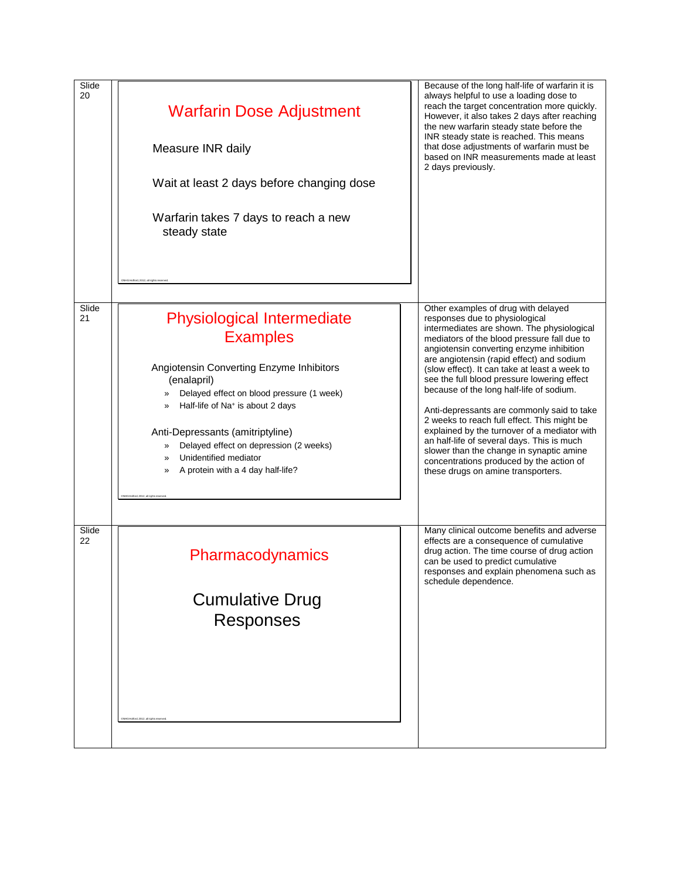## Slide 20

### Warfarin Dose Adjustment

Measure INR daily

Wait at least 2 days before changing dose

Warfarin takes 7 days to reach a new steady state

Because of the long half-life of warfarin it is always helpful to use a loading dose to reach the target concentration more quickly. However, it also takes 2 days after reaching the new warfarin steady state before the INR steady state is reached. This means that dose adjustments of warfarin must be based on INR measurements made at least 2 days previously.

## Slide 21

### Physiological Intermediate Examples

Angiotensin Converting Enzyme Inhibitors (enalapril)

- Delayed effect on blood pressure (1 week)
- Half-life of $Na^+$ is about 2 days

Anti-Depressants (amitriptyline)

- Delayed effect on depression (2 weeks)
- Unidentified mediator
- A protein with a 4 day half-life?

Other examples of drug with delayed responses due to physiological intermediates are shown. The physiological mediators of the blood pressure fall due to angiotensin converting enzyme inhibition are angiotensin (rapid effect) and sodium (slow effect). It can take at least a week to see the full blood pressure lowering effect because of the long half-life of sodium.

Anti-depressants are commonly said to take 2 weeks to reach full effect. This might be explained by the turnover of a mediator with an half-life of several days. This is much slower than the change in synaptic amine concentrations produced by the action of these drugs on amine transporters.

## Slide 22

### Pharmacodynamics

Cumulative Drug Responses

Many clinical outcome benefits and adverse effects are a consequence of cumulative drug action. The time course of drug action can be used to predict cumulative responses and explain phenomena such as schedule dependence.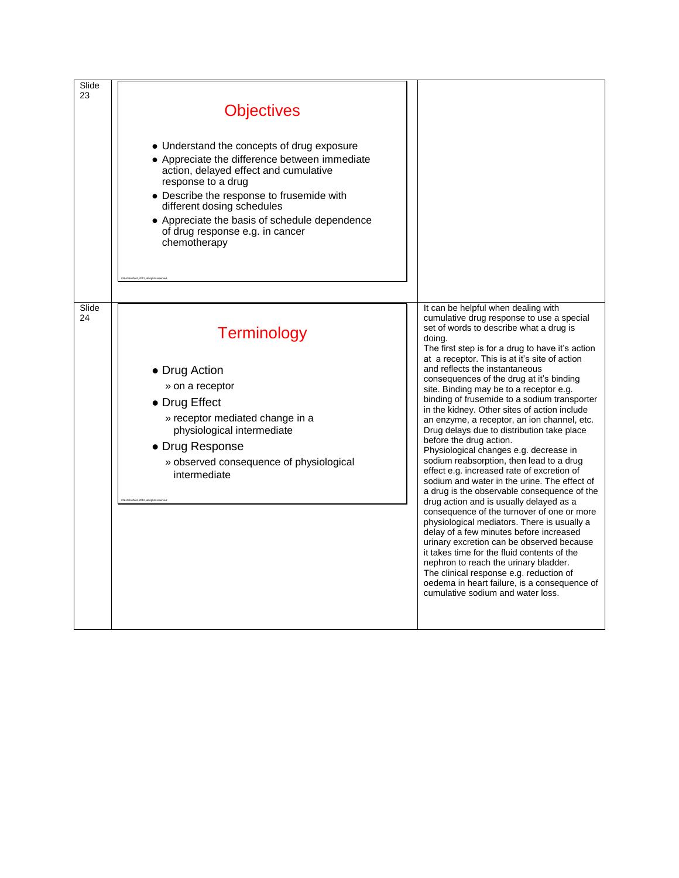Slide 23

## Objectives

- Understand the concepts of drug exposure
- Appreciate the difference between immediate action, delayed effect and cumulative response to a drug
- Describe the response to frusemide with different dosing schedules
- Appreciate the basis of schedule dependence of drug response e.g. in cancer chemotherapy

©NHG Holford, 2012, all rights reserved.

Slide 24

## Terminology

- Drug Action
  » on a receptor
- Drug Effect
  » receptor mediated change in a physiological intermediate
- Drug Response
  » observed consequence of physiological intermediate

©NHG Holford, 2012, all rights reserved.

It can be helpful when dealing with cumulative drug response to use a special set of words to describe what a drug is doing.
The first step is for a drug to have it's action at a receptor. This is at it's site of action and reflects the instantaneous consequences of the drug at it's binding site. Binding may be to a receptor e.g. binding of frusemide to a sodium transporter in the kidney. Other sites of action include an enzyme, a receptor, an ion channel, etc. Drug delays due to distribution take place before the drug action.
Physiological changes e.g. decrease in sodium reabsorption, then lead to a drug effect e.g. increased rate of excretion of sodium and water in the urine. The effect of a drug is the observable consequence of the drug action and is usually delayed as a consequence of the turnover of one or more physiological mediators. There is usually a delay of a few minutes before increased urinary excretion can be observed because it takes time for the fluid contents of the nephron to reach the urinary bladder.
The clinical response e.g. reduction of oedema in heart failure, is a consequence of cumulative sodium and water loss.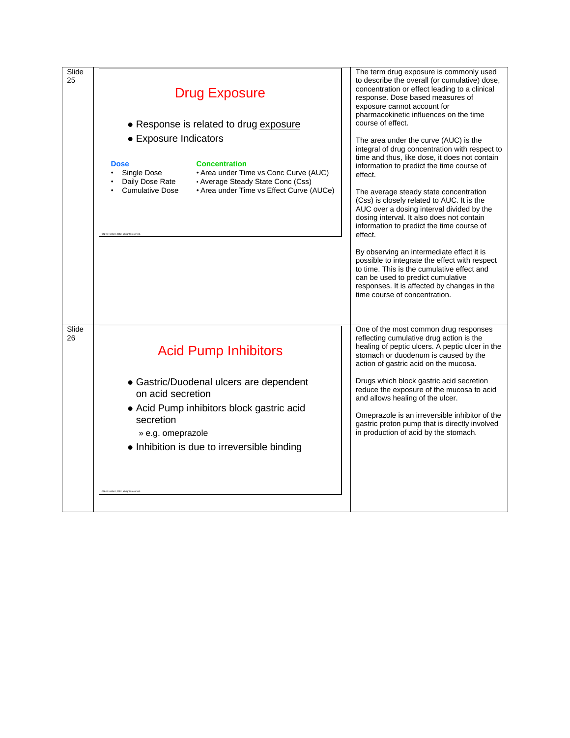Slide 25

## Drug Exposure

- Response is related to drug exposure
- Exposure Indicators

**Dose**
- Single Dose
- Daily Dose Rate
- Cumulative Dose

**Concentration**
- Area under Time vs Conc Curve (AUC)
- Average Steady State Conc (Css)
- Area under Time vs Effect Curve (AUCe)

©NHG Holford, 2012, all rights reserved.

The term drug exposure is commonly used to describe the overall (or cumulative) dose, concentration or effect leading to a clinical response. Dose based measures of exposure cannot account for pharmacokinetic influences on the time course of effect.

The area under the curve (AUC) is the integral of drug concentration with respect to time and thus, like dose, it does not contain information to predict the time course of effect.

The average steady state concentration (Css) is closely related to AUC. It is the AUC over a dosing interval divided by the dosing interval. It also does not contain information to predict the time course of effect.

By observing an intermediate effect it is possible to integrate the effect with respect to time. This is the cumulative effect and can be used to predict cumulative responses. It is affected by changes in the time course of concentration.

Slide 26

## Acid Pump Inhibitors

- Gastric/Duodenal ulcers are dependent on acid secretion
- Acid Pump inhibitors block gastric acid secretion
  - » e.g. omeprazole
- Inhibition is due to irreversible binding

©NHG Holford, 2012, all rights reserved.

One of the most common drug responses reflecting cumulative drug action is the healing of peptic ulcers. A peptic ulcer in the stomach or duodenum is caused by the action of gastric acid on the mucosa.

Drugs which block gastric acid secretion reduce the exposure of the mucosa to acid and allows healing of the ulcer.

Omeprazole is an irreversible inhibitor of the gastric proton pump that is directly involved in production of acid by the stomach.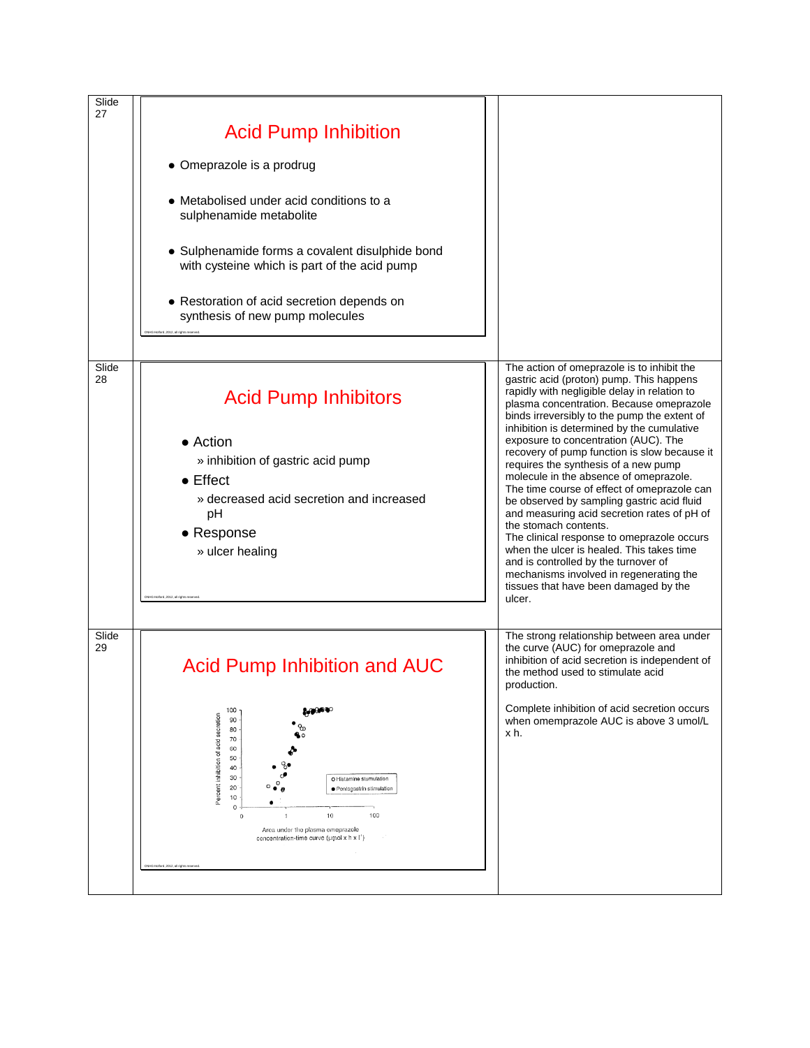Slide 27

## Acid Pump Inhibition

- Omeprazole is a prodrug
- Metabolised under acid conditions to a sulphenamide metabolite
- Sulphenamide forms a covalent disulphide bond with cysteine which is part of the acid pump
- Restoration of acid secretion depends on synthesis of new pump molecules

Slide 28

## Acid Pump Inhibitors

- Action
  - » inhibition of gastric acid pump
- Effect
  - » decreased acid secretion and increased pH
- Response
  - » ulcer healing

The action of omeprazole is to inhibit the gastric acid (proton) pump. This happens rapidly with negligible delay in relation to plasma concentration. Because omeprazole binds irreversibly to the pump the extent of inhibition is determined by the cumulative exposure to concentration (AUC). The recovery of pump function is slow because it requires the synthesis of a new pump molecule in the absence of omeprazole. The time course of effect of omeprazole can be observed by sampling gastric acid fluid and measuring acid secretion rates of pH of the stomach contents.

The clinical response to omeprazole occurs when the ulcer is healed. This takes time and is controlled by the turnover of mechanisms involved in regenerating the tissues that have been damaged by the ulcer.

Slide 29

## Acid Pump Inhibition and AUC

The strong relationship between area under the curve (AUC) for omeprazole and inhibition of acid secretion is independent of the method used to stimulate acid production.

Complete inhibition of acid secretion occurs when omemprazole AUC is above 3 umol/L x h.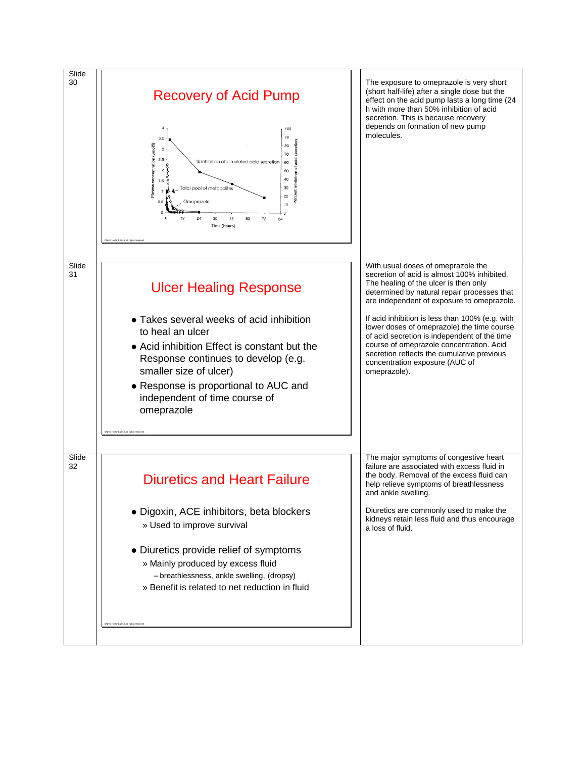Slide 30

## Recovery of Acid Pump

Plasma concentration (µmol/l) | Percent inhibition of acid secretion

% inhibition of stimulated acid secretion

Total pool of metabolites

Omeprazole

Time (hours)

©NHG Holford, 2012, all rights reserved.

The exposure to omeprazole is very short (short half-life) after a single dose but the effect on the acid pump lasts a long time (24 h with more than 50% inhibition of acid secretion. This is because recovery depends on formation of new pump molecules.

Slide 31

## Ulcer Healing Response

- Takes several weeks of acid inhibition to heal an ulcer
- Acid inhibition Effect is constant but the Response continues to develop (e.g. smaller size of ulcer)
- Response is proportional to AUC and independent of time course of omeprazole

©NHG Holford, 2012, all rights reserved.

With usual doses of omeprazole the secretion of acid is almost 100% inhibited. The healing of the ulcer is then only determined by natural repair processes that are independent of exposure to omeprazole.

If acid inhibition is less than 100% (e.g. with lower doses of omeprazole) the time course of acid secretion is independent of the time course of omeprazole concentration. Acid secretion reflects the cumulative previous concentration exposure (AUC of omeprazole).

Slide 32

## Diuretics and Heart Failure

- Digoxin, ACE inhibitors, beta blockers
  - » Used to improve survival
- Diuretics provide relief of symptoms
  - » Mainly produced by excess fluid
    - – breathlessness, ankle swelling, (dropsy)
  - » Benefit is related to net reduction in fluid

©NHG Holford, 2012, all rights reserved.

The major symptoms of congestive heart failure are associated with excess fluid in the body. Removal of the excess fluid can help relieve symptoms of breathlessness and ankle swelling.

Diuretics are commonly used to make the kidneys retain less fluid and thus encourage a loss of fluid.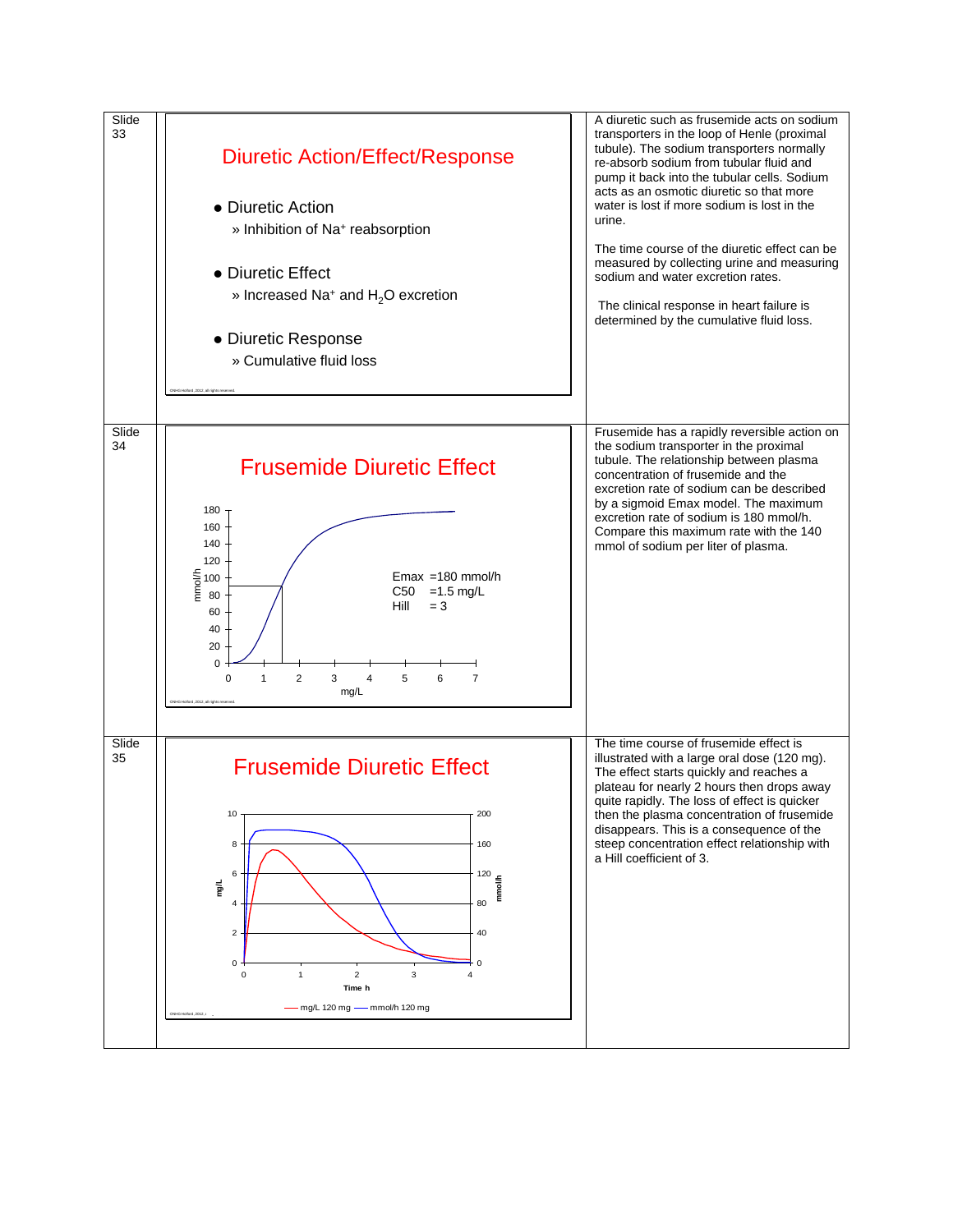## Slide 33

### Diuretic Action/Effect/Response

- Diuretic Action
  - » Inhibition of $Na^+$ reabsorption
- Diuretic Effect
  - » Increased $Na^+$ and $H_2O$ excretion
- Diuretic Response
  - » Cumulative fluid loss

A diuretic such as frusemide acts on sodium transporters in the loop of Henle (proximal tubule). The sodium transporters normally re-absorb sodium from tubular fluid and pump it back into the tubular cells. Sodium acts as an osmotic diuretic so that more water is lost if more sodium is lost in the urine.

The time course of the diuretic effect can be measured by collecting urine and measuring sodium and water excretion rates.

The clinical response in heart failure is determined by the cumulative fluid loss.

## Slide 34

### Frusemide Diuretic Effect

Emax =180 mmol/h
C50 =1.5 mg/L
Hill = 3

Frusemide has a rapidly reversible action on the sodium transporter in the proximal tubule. The relationship between plasma concentration of frusemide and the excretion rate of sodium can be described by a sigmoid Emax model. The maximum excretion rate of sodium is 180 mmol/h. Compare this maximum rate with the 140 mmol of sodium per liter of plasma.

## Slide 35

### Frusemide Diuretic Effect

— mg/L 120 mg — mmol/h 120 mg

The time course of frusemide effect is illustrated with a large oral dose (120 mg). The effect starts quickly and reaches a plateau for nearly 2 hours then drops away quite rapidly. The loss of effect is quicker then the plasma concentration of frusemide disappears. This is a consequence of the steep concentration effect relationship with a Hill coefficient of 3.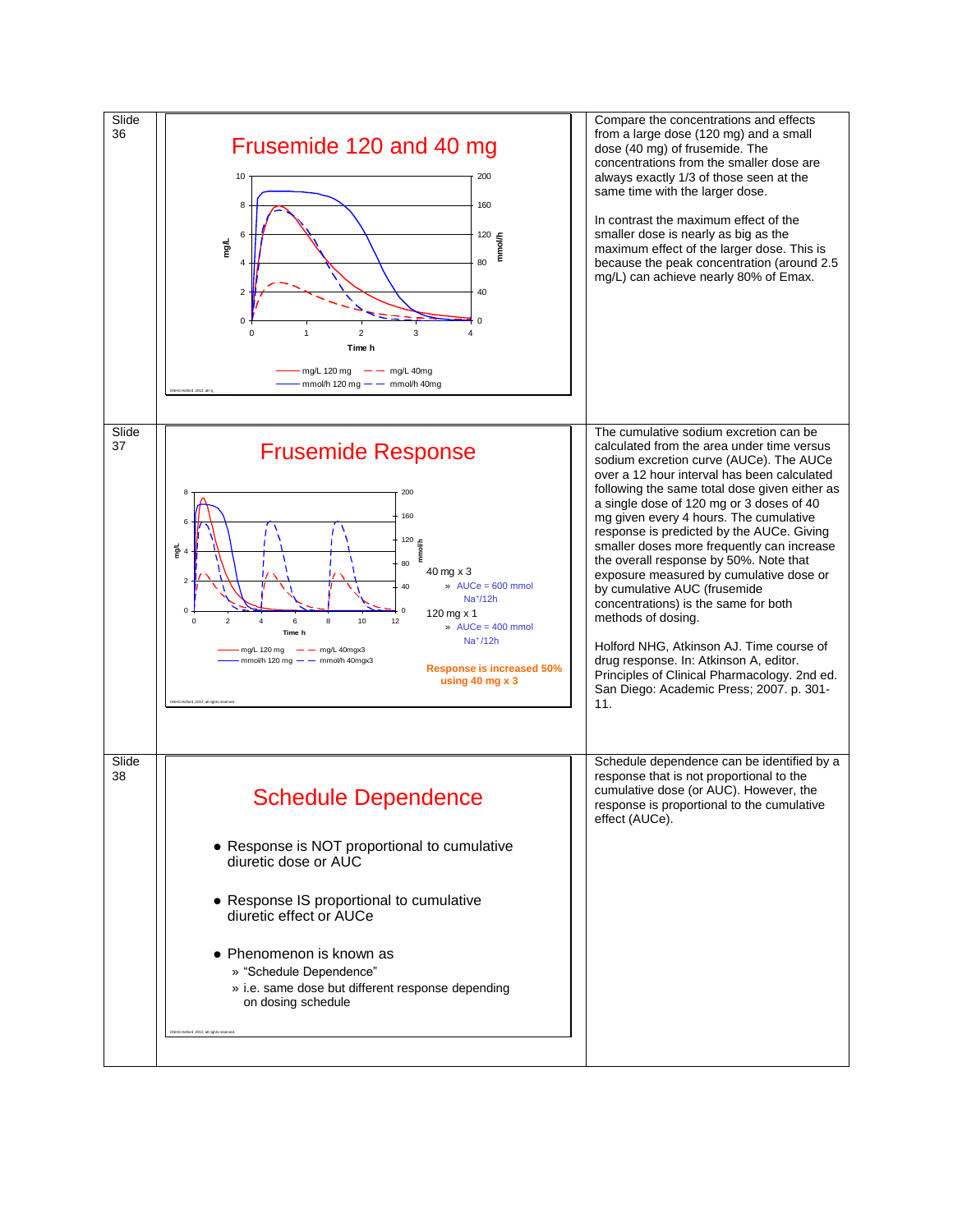| Slide | Slide content | Notes |
| --- | --- | --- |
| Slide 36 | **Frusemide 120 and 40 mg** | Compare the concentrations and effects from a large dose (120 mg) and a small dose (40 mg) of frusemide. The concentrations from the smaller dose are always exactly 1/3 of those seen at the same time with the larger dose. <br><br> In contrast the maximum effect of the smaller dose is nearly as big as the maximum effect of the larger dose. This is because the peak concentration (around 2.5 mg/L) can achieve nearly 80% of Emax. |
| Slide 37 | **Frusemide Response** <br> 40 mg x 3 <br> » AUCe = 600 mmol $Na^+$/12h <br> 120 mg x 1 <br> » AUCe = 400 mmol $Na^+$/12h <br> Response is increased 50% using 40 mg x 3 | The cumulative sodium excretion can be calculated from the area under time versus sodium excretion curve (AUCe). The AUCe over a 12 hour interval has been calculated following the same total dose given either as a single dose of 120 mg or 3 doses of 40 mg given every 4 hours. The cumulative response is predicted by the AUCe. Giving smaller doses more frequently can increase the overall response by 50%. Note that exposure measured by cumulative dose or by cumulative AUC (frusemide concentrations) is the same for both methods of dosing. <br><br> Holford NHG, Atkinson AJ. Time course of drug response. In: Atkinson A, editor. Principles of Clinical Pharmacology. 2nd ed. San Diego: Academic Press; 2007. p. 301-11. |
| Slide 38 | **Schedule Dependence** <br> • Response is NOT proportional to cumulative diuretic dose or AUC <br> • Response IS proportional to cumulative diuretic effect or AUCe <br> • Phenomenon is known as <br> » "Schedule Dependence" <br> » i.e. same dose but different response depending on dosing schedule | Schedule dependence can be identified by a response that is not proportional to the cumulative dose (or AUC). However, the response is proportional to the cumulative effect (AUCe). |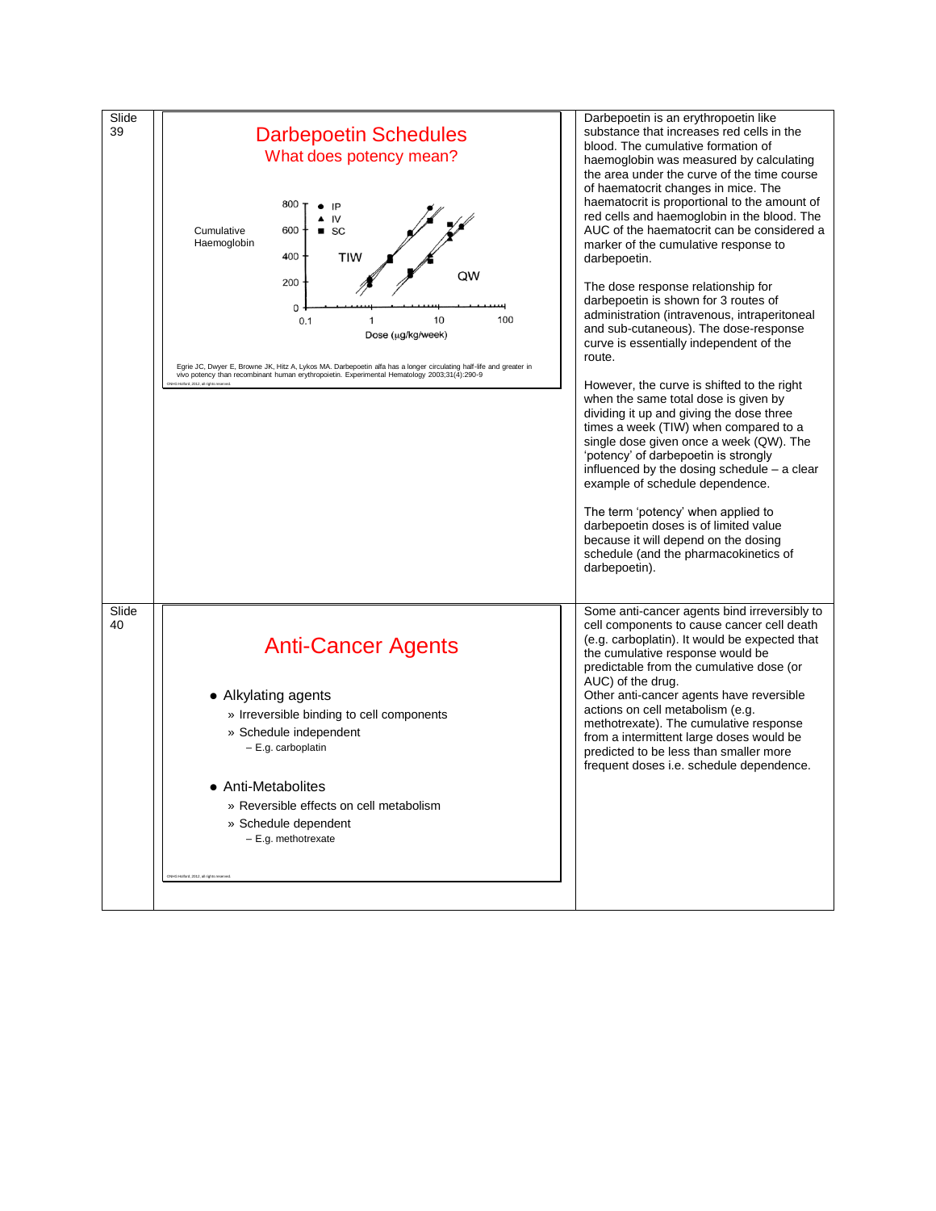Slide 39

## Darbepoetin Schedules

What does potency mean?

Cumulative Haemoglobin

800, 600, 400, 200, 0

● IP
▲ IV
■ SC

TIW

QW

0.1 1 10 100

Dose (µg/kg/week)

Egrie JC, Dwyer E, Browne JK, Hitz A, Lykos MA. Darbepoetin alfa has a longer circulating half-life and greater in vivo potency than recombinant human erythropoietin. Experimental Hematology 2003;31(4):290-9

Darbepoetin is an erythropoetin like substance that increases red cells in the blood. The cumulative formation of haemoglobin was measured by calculating the area under the curve of the time course of haematocrit changes in mice. The haematocrit is proportional to the amount of red cells and haemoglobin in the blood. The AUC of the haematocrit can be considered a marker of the cumulative response to darbepoetin.

The dose response relationship for darbepoetin is shown for 3 routes of administration (intravenous, intraperitoneal and sub-cutaneous). The dose-response curve is essentially independent of the route.

However, the curve is shifted to the right when the same total dose is given by dividing it up and giving the dose three times a week (TIW) when compared to a single dose given once a week (QW). The 'potency' of darbepoetin is strongly influenced by the dosing schedule – a clear example of schedule dependence.

The term 'potency' when applied to darbepoetin doses is of limited value because it will depend on the dosing schedule (and the pharmacokinetics of darbepoetin).

Slide 40

## Anti-Cancer Agents

- Alkylating agents
  - Irreversible binding to cell components
  - Schedule independent
    - E.g. carboplatin
- Anti-Metabolites
  - Reversible effects on cell metabolism
  - Schedule dependent
    - E.g. methotrexate

Some anti-cancer agents bind irreversibly to cell components to cause cancer cell death (e.g. carboplatin). It would be expected that the cumulative response would be predictable from the cumulative dose (or AUC) of the drug.
Other anti-cancer agents have reversible actions on cell metabolism (e.g. methotrexate). The cumulative response from a intermittent large doses would be predicted to be less than smaller more frequent doses i.e. schedule dependence.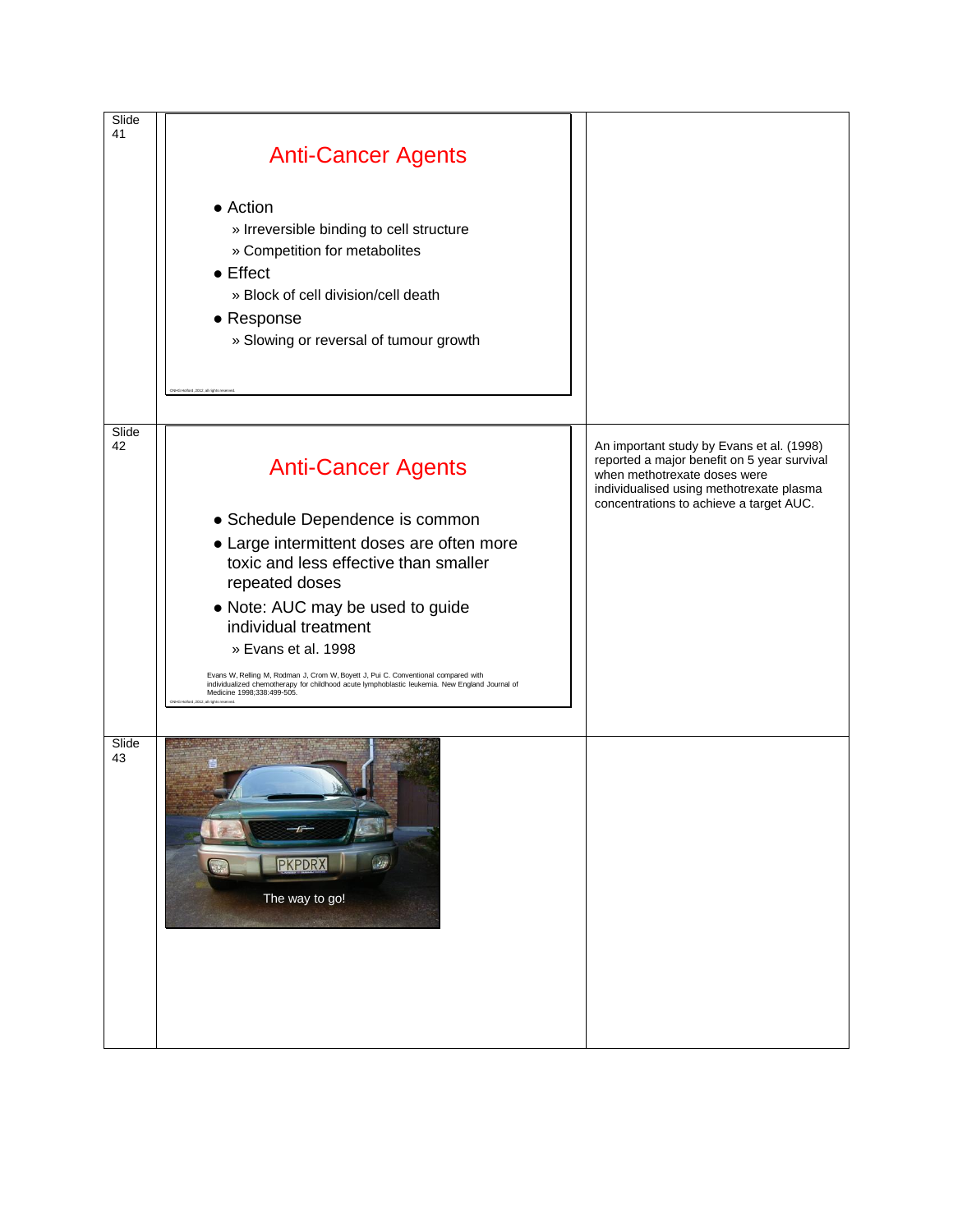Slide 41

## Anti-Cancer Agents

- Action
  - » Irreversible binding to cell structure
  - » Competition for metabolites
- Effect
  - » Block of cell division/cell death
- Response
  - » Slowing or reversal of tumour growth

©NHG Holford, 2012, all rights reserved.

Slide 42

## Anti-Cancer Agents

- Schedule Dependence is common
- Large intermittent doses are often more toxic and less effective than smaller repeated doses
- Note: AUC may be used to guide individual treatment
  - » Evans et al. 1998

Evans W, Relling M, Rodman J, Crom W, Boyett J, Pui C. Conventional compared with individualized chemotherapy for childhood acute lymphoblastic leukemia. New England Journal of Medicine 1998;338:499-505.

©NHG Holford, 2012, all rights reserved.

An important study by Evans et al. (1998) reported a major benefit on 5 year survival when methotrexate doses were individualised using methotrexate plasma concentrations to achieve a target AUC.

Slide 43

PKPDRX

The way to go!